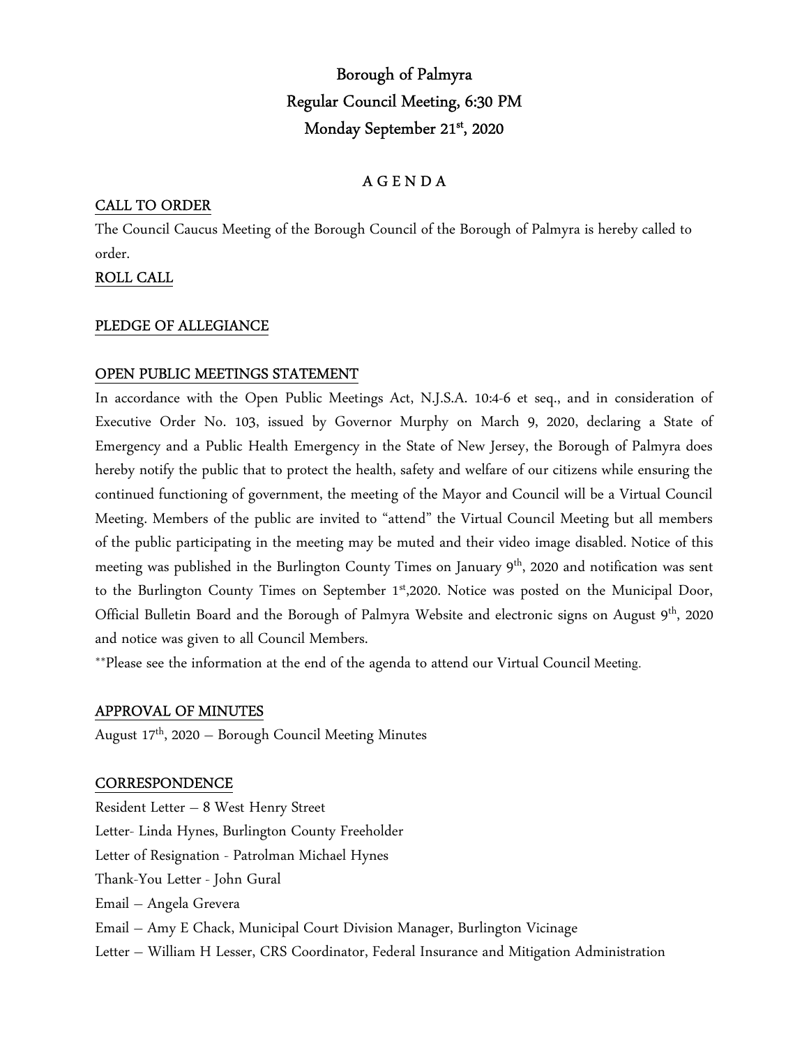# Borough of Palmyra
## Regular Council Meeting, 6:30 PM
## Monday September 21st, 2020

A G E N D A

**CALL TO ORDER**

The Council Caucus Meeting of the Borough Council of the Borough of Palmyra is hereby called to order.

**ROLL CALL**

**PLEDGE OF ALLEGIANCE**

**OPEN PUBLIC MEETINGS STATEMENT**

In accordance with the Open Public Meetings Act, N.J.S.A. 10:4-6 et seq., and in consideration of Executive Order No. 103, issued by Governor Murphy on March 9, 2020, declaring a State of Emergency and a Public Health Emergency in the State of New Jersey, the Borough of Palmyra does hereby notify the public that to protect the health, safety and welfare of our citizens while ensuring the continued functioning of government, the meeting of the Mayor and Council will be a Virtual Council Meeting. Members of the public are invited to "attend" the Virtual Council Meeting but all members of the public participating in the meeting may be muted and their video image disabled. Notice of this meeting was published in the Burlington County Times on January 9th, 2020 and notification was sent to the Burlington County Times on September 1st,2020. Notice was posted on the Municipal Door, Official Bulletin Board and the Borough of Palmyra Website and electronic signs on August 9th, 2020 and notice was given to all Council Members.

**Please see the information at the end of the agenda to attend our Virtual Council Meeting.

**APPROVAL OF MINUTES**

August 17th, 2020 – Borough Council Meeting Minutes

**CORRESPONDENCE**

Resident Letter – 8 West Henry Street

Letter- Linda Hynes, Burlington County Freeholder

Letter of Resignation - Patrolman Michael Hynes

Thank-You Letter - John Gural

Email – Angela Grevera

Email – Amy E Chack, Municipal Court Division Manager, Burlington Vicinage

Letter – William H Lesser, CRS Coordinator, Federal Insurance and Mitigation Administration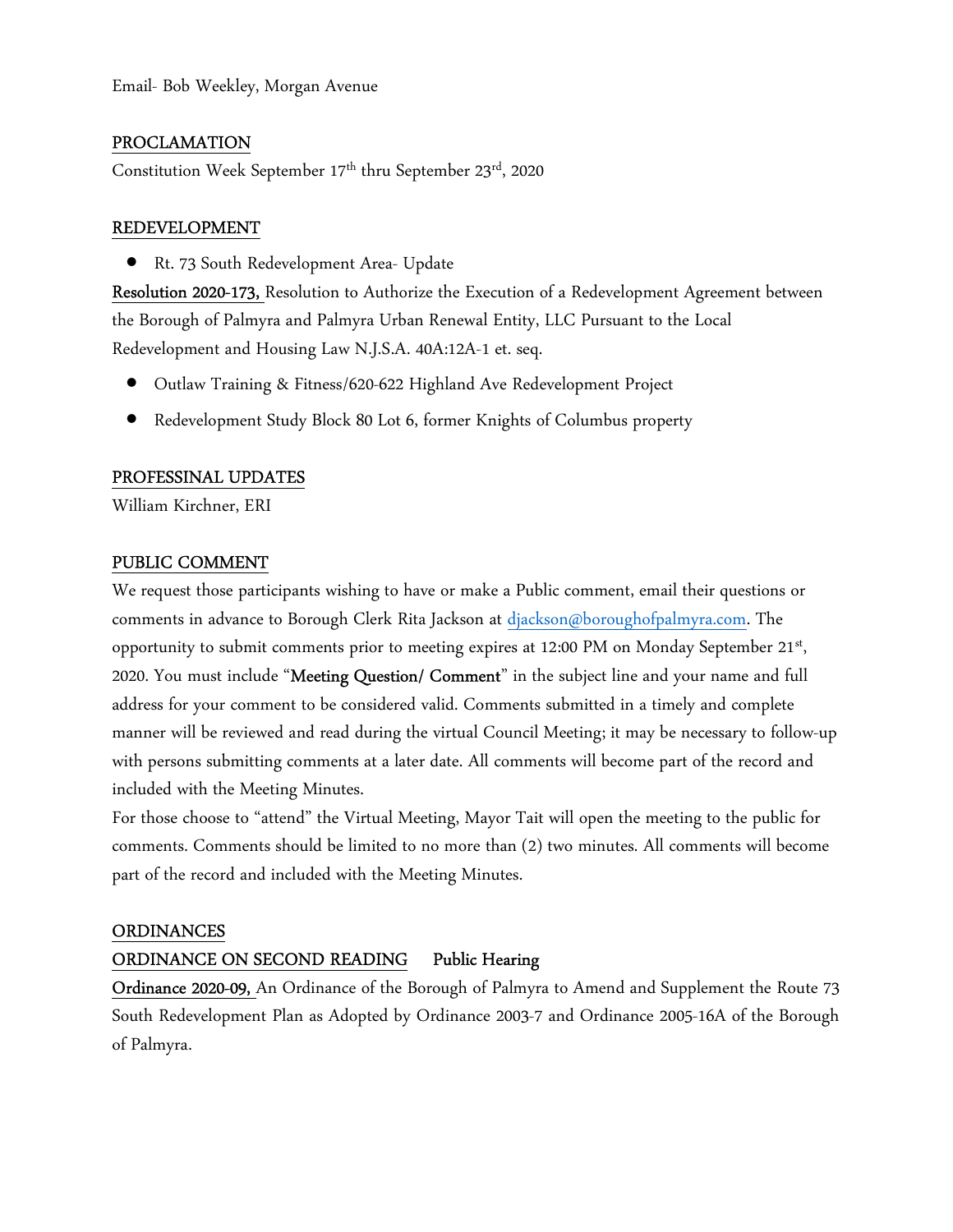Email- Bob Weekley, Morgan Avenue

## PROCLAMATION

Constitution Week September 17th thru September 23rd, 2020

## REDEVELOPMENT

- Rt. 73 South Redevelopment Area- Update

**Resolution 2020-173,** Resolution to Authorize the Execution of a Redevelopment Agreement between the Borough of Palmyra and Palmyra Urban Renewal Entity, LLC Pursuant to the Local Redevelopment and Housing Law N.J.S.A. 40A:12A-1 et. seq.

- Outlaw Training & Fitness/620-622 Highland Ave Redevelopment Project
- Redevelopment Study Block 80 Lot 6, former Knights of Columbus property

## PROFESSINAL UPDATES

William Kirchner, ERI

## PUBLIC COMMENT

We request those participants wishing to have or make a Public comment, email their questions or comments in advance to Borough Clerk Rita Jackson at djackson@boroughofpalmyra.com. The opportunity to submit comments prior to meeting expires at 12:00 PM on Monday September 21st, 2020. You must include "**Meeting Question/ Comment**" in the subject line and your name and full address for your comment to be considered valid. Comments submitted in a timely and complete manner will be reviewed and read during the virtual Council Meeting; it may be necessary to follow-up with persons submitting comments at a later date. All comments will become part of the record and included with the Meeting Minutes.

For those choose to "attend" the Virtual Meeting, Mayor Tait will open the meeting to the public for comments. Comments should be limited to no more than (2) two minutes. All comments will become part of the record and included with the Meeting Minutes.

## ORDINANCES

### ORDINANCE ON SECOND READING **Public Hearing**

**Ordinance 2020-09,** An Ordinance of the Borough of Palmyra to Amend and Supplement the Route 73 South Redevelopment Plan as Adopted by Ordinance 2003-7 and Ordinance 2005-16A of the Borough of Palmyra.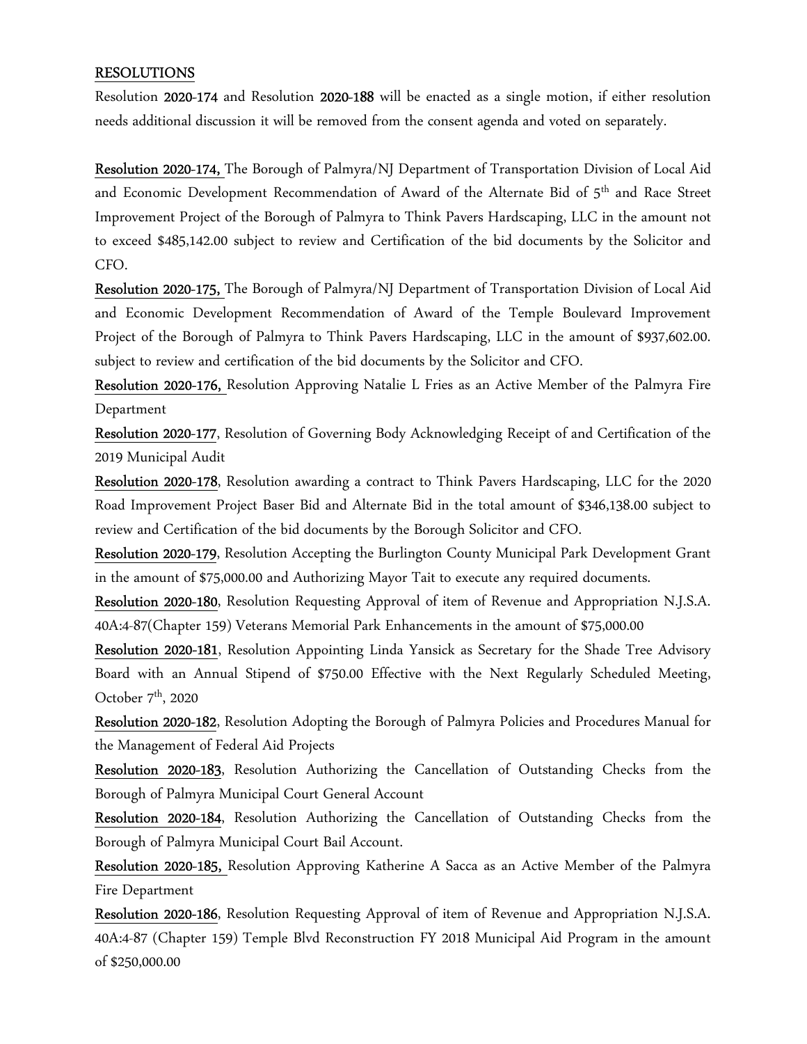## RESOLUTIONS

Resolution **2020-174** and Resolution **2020-188** will be enacted as a single motion, if either resolution needs additional discussion it will be removed from the consent agenda and voted on separately.

**Resolution 2020-174,** The Borough of Palmyra/NJ Department of Transportation Division of Local Aid and Economic Development Recommendation of Award of the Alternate Bid of 5th and Race Street Improvement Project of the Borough of Palmyra to Think Pavers Hardscaping, LLC in the amount not to exceed $485,142.00 subject to review and Certification of the bid documents by the Solicitor and CFO.

**Resolution 2020-175,** The Borough of Palmyra/NJ Department of Transportation Division of Local Aid and Economic Development Recommendation of Award of the Temple Boulevard Improvement Project of the Borough of Palmyra to Think Pavers Hardscaping, LLC in the amount of $937,602.00. subject to review and certification of the bid documents by the Solicitor and CFO.

**Resolution 2020-176,** Resolution Approving Natalie L Fries as an Active Member of the Palmyra Fire Department

**Resolution 2020-177**, Resolution of Governing Body Acknowledging Receipt of and Certification of the 2019 Municipal Audit

**Resolution 2020-178**, Resolution awarding a contract to Think Pavers Hardscaping, LLC for the 2020 Road Improvement Project Baser Bid and Alternate Bid in the total amount of $346,138.00 subject to review and Certification of the bid documents by the Borough Solicitor and CFO.

**Resolution 2020-179**, Resolution Accepting the Burlington County Municipal Park Development Grant in the amount of $75,000.00 and Authorizing Mayor Tait to execute any required documents.

**Resolution 2020-180**, Resolution Requesting Approval of item of Revenue and Appropriation N.J.S.A. 40A:4-87(Chapter 159) Veterans Memorial Park Enhancements in the amount of $75,000.00

**Resolution 2020-181**, Resolution Appointing Linda Yansick as Secretary for the Shade Tree Advisory Board with an Annual Stipend of $750.00 Effective with the Next Regularly Scheduled Meeting, October 7th, 2020

**Resolution 2020-182**, Resolution Adopting the Borough of Palmyra Policies and Procedures Manual for the Management of Federal Aid Projects

**Resolution 2020-183**, Resolution Authorizing the Cancellation of Outstanding Checks from the Borough of Palmyra Municipal Court General Account

**Resolution 2020-184**, Resolution Authorizing the Cancellation of Outstanding Checks from the Borough of Palmyra Municipal Court Bail Account.

**Resolution 2020-185,** Resolution Approving Katherine A Sacca as an Active Member of the Palmyra Fire Department

**Resolution 2020-186**, Resolution Requesting Approval of item of Revenue and Appropriation N.J.S.A. 40A:4-87 (Chapter 159) Temple Blvd Reconstruction FY 2018 Municipal Aid Program in the amount of $250,000.00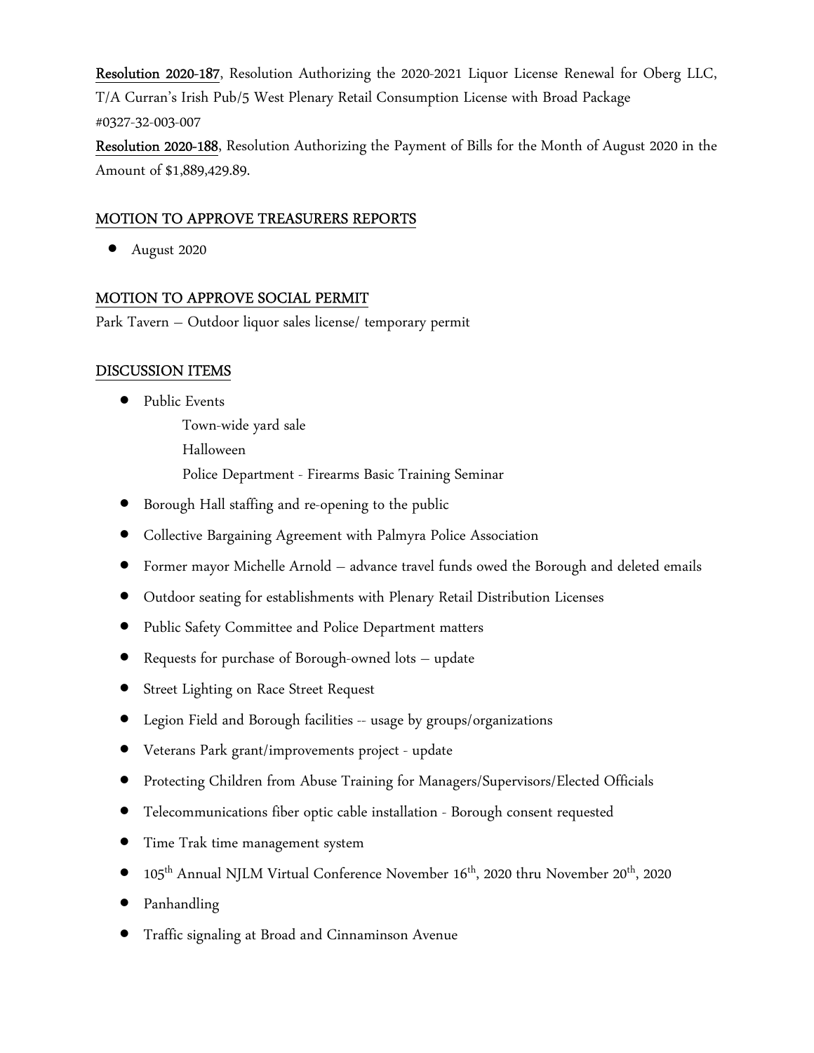**Resolution 2020-187**, Resolution Authorizing the 2020-2021 Liquor License Renewal for Oberg LLC, T/A Curran's Irish Pub/5 West Plenary Retail Consumption License with Broad Package #0327-32-003-007

**Resolution 2020-188**, Resolution Authorizing the Payment of Bills for the Month of August 2020 in the Amount of $1,889,429.89.

## MOTION TO APPROVE TREASURERS REPORTS

- August 2020

## MOTION TO APPROVE SOCIAL PERMIT

Park Tavern – Outdoor liquor sales license/ temporary permit

## DISCUSSION ITEMS

- Public Events
  - Town-wide yard sale
  - Halloween
  - Police Department - Firearms Basic Training Seminar
- Borough Hall staffing and re-opening to the public
- Collective Bargaining Agreement with Palmyra Police Association
- Former mayor Michelle Arnold – advance travel funds owed the Borough and deleted emails
- Outdoor seating for establishments with Plenary Retail Distribution Licenses
- Public Safety Committee and Police Department matters
- Requests for purchase of Borough-owned lots – update
- Street Lighting on Race Street Request
- Legion Field and Borough facilities -- usage by groups/organizations
- Veterans Park grant/improvements project - update
- Protecting Children from Abuse Training for Managers/Supervisors/Elected Officials
- Telecommunications fiber optic cable installation - Borough consent requested
- Time Trak time management system
- 105th Annual NJLM Virtual Conference November 16th, 2020 thru November 20th, 2020
- Panhandling
- Traffic signaling at Broad and Cinnaminson Avenue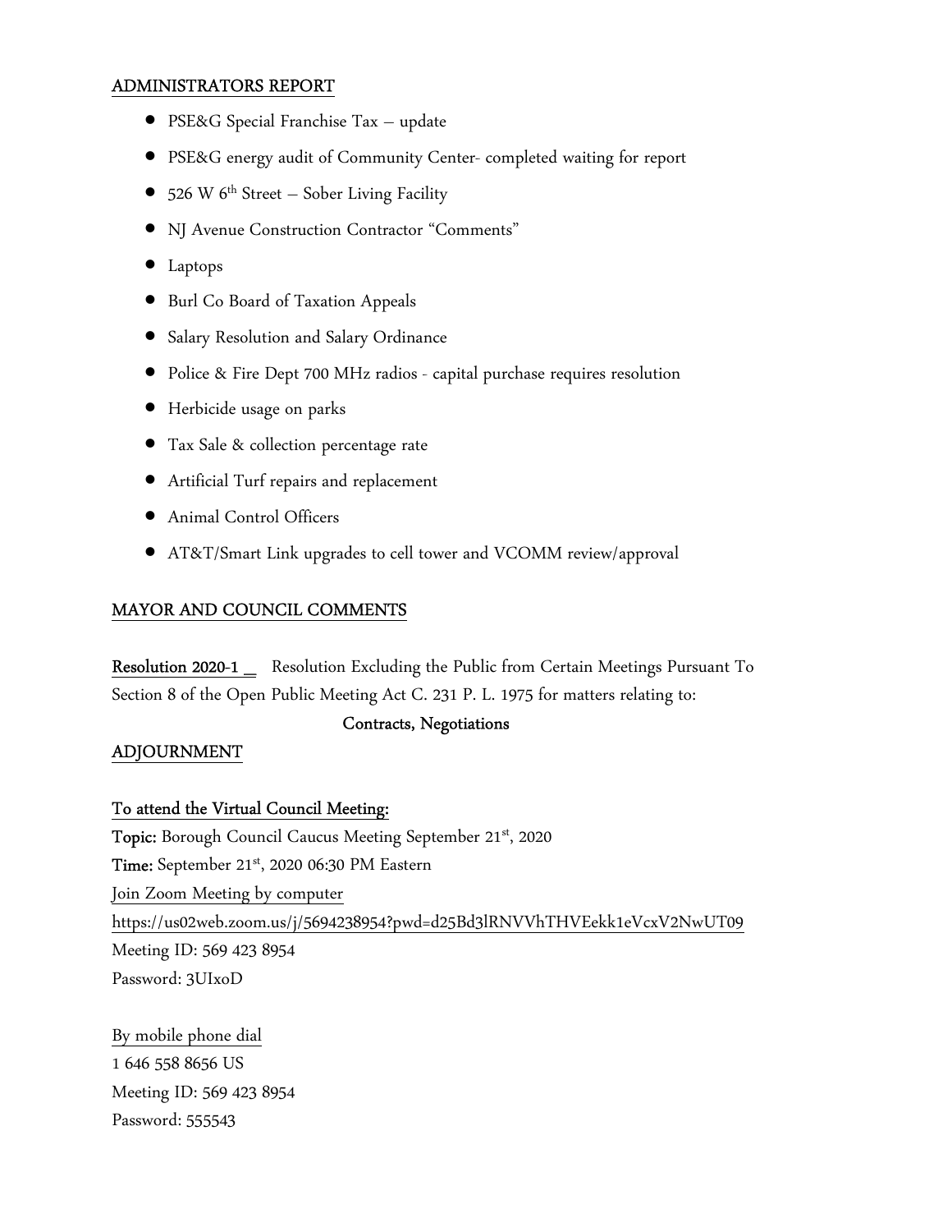## ADMINISTRATORS REPORT

- PSE&G Special Franchise Tax – update
- PSE&G energy audit of Community Center- completed waiting for report
- 526 W 6th Street – Sober Living Facility
- NJ Avenue Construction Contractor "Comments"
- Laptops
- Burl Co Board of Taxation Appeals
- Salary Resolution and Salary Ordinance
- Police & Fire Dept 700 MHz radios - capital purchase requires resolution
- Herbicide usage on parks
- Tax Sale & collection percentage rate
- Artificial Turf repairs and replacement
- Animal Control Officers
- AT&T/Smart Link upgrades to cell tower and VCOMM review/approval

## MAYOR AND COUNCIL COMMENTS

**Resolution 2020-1 __** Resolution Excluding the Public from Certain Meetings Pursuant To Section 8 of the Open Public Meeting Act C. 231 P. L. 1975 for matters relating to:

**Contracts, Negotiations**

## ADJOURNMENT

**To attend the Virtual Council Meeting:**

**Topic:** Borough Council Caucus Meeting September 21st, 2020

**Time:** September 21st, 2020 06:30 PM Eastern

Join Zoom Meeting by computer

https://us02web.zoom.us/j/5694238954?pwd=d25Bd3lRNVVhTHVEekk1eVcxV2NwUT09

Meeting ID: 569 423 8954

Password: 3UIxoD

By mobile phone dial

1 646 558 8656 US

Meeting ID: 569 423 8954

Password: 555543